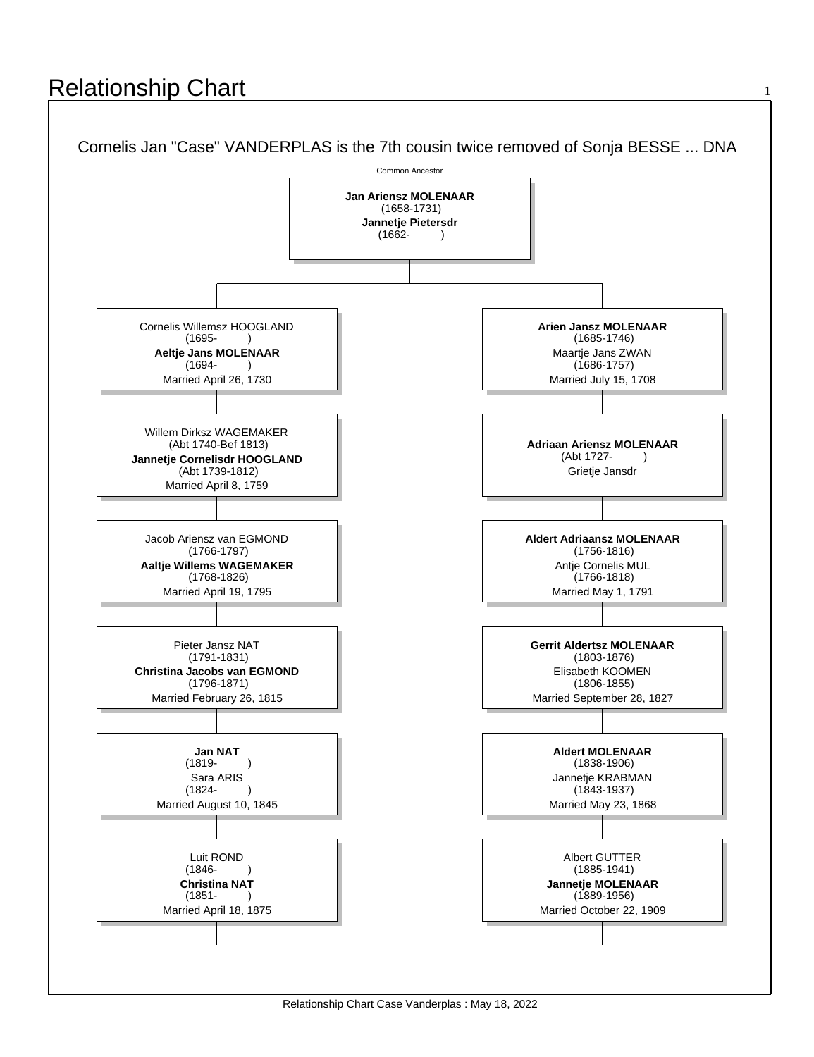# Relationship Chart

Cornelis Jan "Case" VANDERPLAS is the 7th cousin twice removed of Sonja BESSE ... DNA

Common Ancestor

**Jan Ariensz MOLENAAR**
(1658-1731)
**Jannetje Pietersdr**
(1662- )

| Left line | Right line |
| --- | --- |
| Cornelis Willemsz HOOGLAND (1695- ) **Aeltje Jans MOLENAAR** (1694- ) Married April 26, 1730 | **Arien Jansz MOLENAAR** (1685-1746) Maartje Jans ZWAN (1686-1757) Married July 15, 1708 |
| Willem Dirksz WAGEMAKER (Abt 1740-Bef 1813) **Jannetje Cornelisdr HOOGLAND** (Abt 1739-1812) Married April 8, 1759 | **Adriaan Ariensz MOLENAAR** (Abt 1727- ) Grietje Jansdr |
| Jacob Ariensz van EGMOND (1766-1797) **Aaltje Willems WAGEMAKER** (1768-1826) Married April 19, 1795 | **Aldert Adriaansz MOLENAAR** (1756-1816) Antje Cornelis MUL (1766-1818) Married May 1, 1791 |
| Pieter Jansz NAT (1791-1831) **Christina Jacobs van EGMOND** (1796-1871) Married February 26, 1815 | **Gerrit Aldertsz MOLENAAR** (1803-1876) Elisabeth KOOMEN (1806-1855) Married September 28, 1827 |
| **Jan NAT** (1819- ) Sara ARIS (1824- ) Married August 10, 1845 | **Aldert MOLENAAR** (1838-1906) Jannetje KRABMAN (1843-1937) Married May 23, 1868 |
| Luit ROND (1846- ) **Christina NAT** (1851- ) Married April 18, 1875 | Albert GUTTER (1885-1941) **Jannetje MOLENAAR** (1889-1956) Married October 22, 1909 |

Relationship Chart Case Vanderplas : May 18, 2022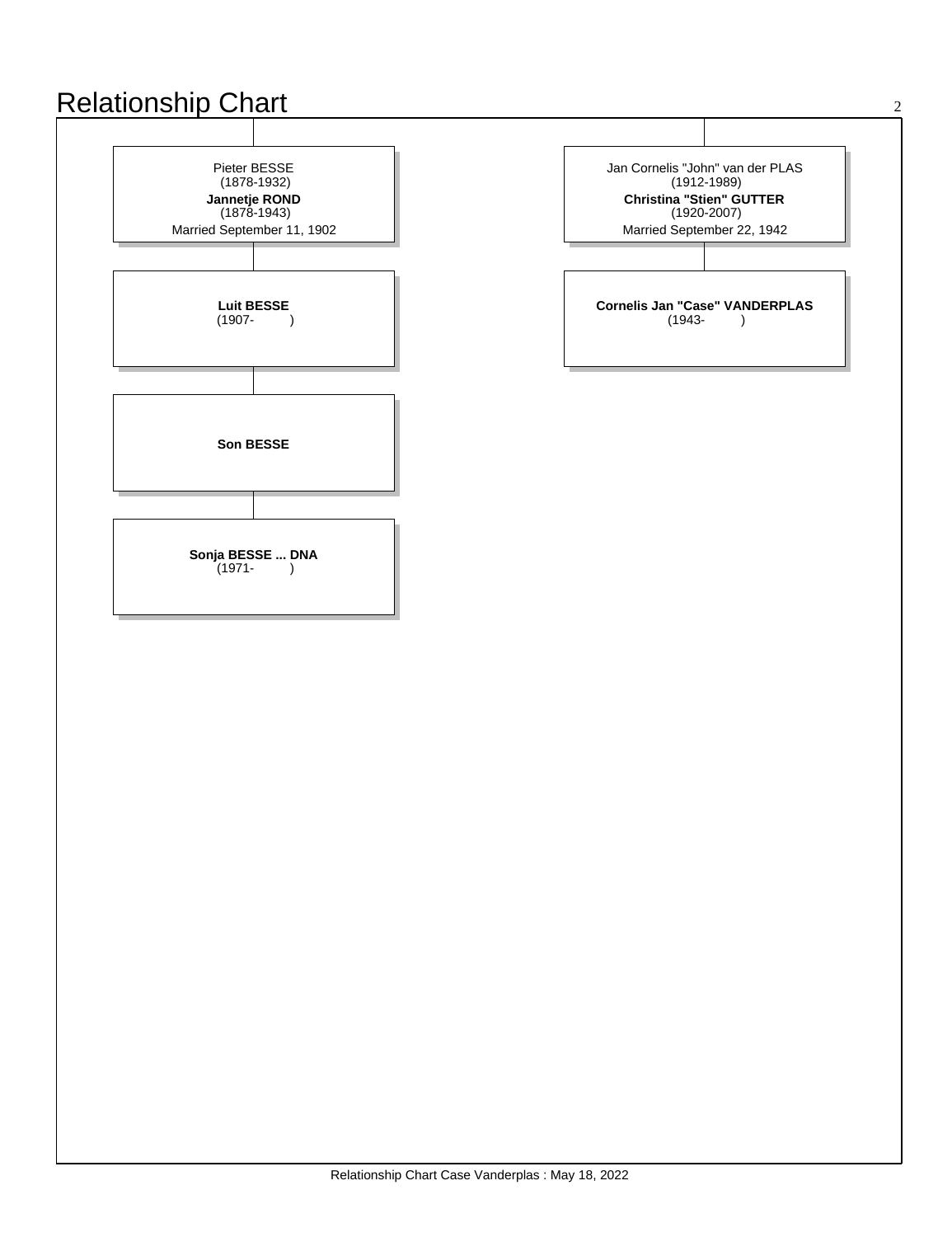# Relationship Chart

Pieter BESSE
(1878-1932)
**Jannetje ROND**
(1878-1943)
Married September 11, 1902

**Luit BESSE**
(1907- )

**Son BESSE**

**Sonja BESSE ... DNA**
(1971- )

Jan Cornelis "John" van der PLAS
(1912-1989)
**Christina "Stien" GUTTER**
(1920-2007)
Married September 22, 1942

**Cornelis Jan "Case" VANDERPLAS**
(1943- )